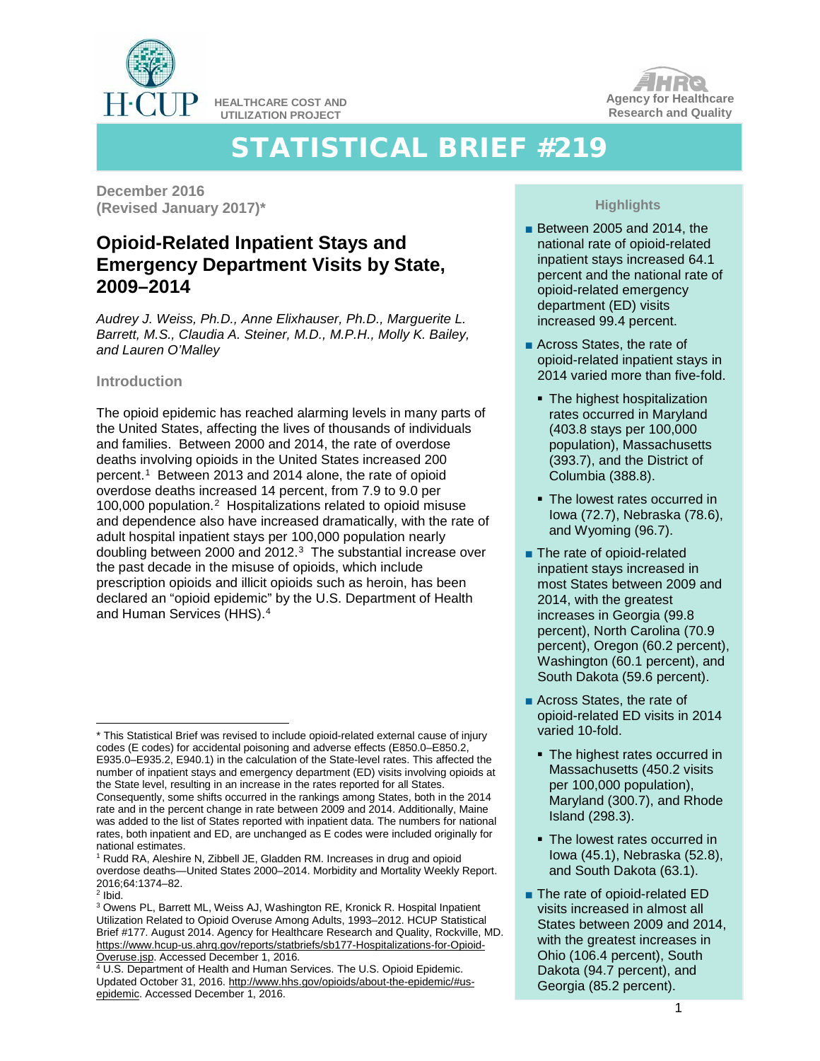HEALTHCARE COST AND UTILIZATION PROJECT

Agency for Healthcare Research and Quality

# STATISTICAL BRIEF #219

**December 2016**
**(Revised January 2017)***

## Opioid-Related Inpatient Stays and Emergency Department Visits by State, 2009–2014

*Audrey J. Weiss, Ph.D., Anne Elixhauser, Ph.D., Marguerite L. Barrett, M.S., Claudia A. Steiner, M.D., M.P.H., Molly K. Bailey, and Lauren O'Malley*

### Introduction

The opioid epidemic has reached alarming levels in many parts of the United States, affecting the lives of thousands of individuals and families. Between 2000 and 2014, the rate of overdose deaths involving opioids in the United States increased 200 percent.[1] Between 2013 and 2014 alone, the rate of opioid overdose deaths increased 14 percent, from 7.9 to 9.0 per 100,000 population.[2] Hospitalizations related to opioid misuse and dependence also have increased dramatically, with the rate of adult hospital inpatient stays per 100,000 population nearly doubling between 2000 and 2012.[3] The substantial increase over the past decade in the misuse of opioids, which include prescription opioids and illicit opioids such as heroin, has been declared an "opioid epidemic" by the U.S. Department of Health and Human Services (HHS).[4]

### Highlights

- Between 2005 and 2014, the national rate of opioid-related inpatient stays increased 64.1 percent and the national rate of opioid-related emergency department (ED) visits increased 99.4 percent.
- Across States, the rate of opioid-related inpatient stays in 2014 varied more than five-fold.
  - The highest hospitalization rates occurred in Maryland (403.8 stays per 100,000 population), Massachusetts (393.7), and the District of Columbia (388.8).
  - The lowest rates occurred in Iowa (72.7), Nebraska (78.6), and Wyoming (96.7).
- The rate of opioid-related inpatient stays increased in most States between 2009 and 2014, with the greatest increases in Georgia (99.8 percent), North Carolina (70.9 percent), Oregon (60.2 percent), Washington (60.1 percent), and South Dakota (59.6 percent).
- Across States, the rate of opioid-related ED visits in 2014 varied 10-fold.
  - The highest rates occurred in Massachusetts (450.2 visits per 100,000 population), Maryland (300.7), and Rhode Island (298.3).
  - The lowest rates occurred in Iowa (45.1), Nebraska (52.8), and South Dakota (63.1).
- The rate of opioid-related ED visits increased in almost all States between 2009 and 2014, with the greatest increases in Ohio (106.4 percent), South Dakota (94.7 percent), and Georgia (85.2 percent).

---

\* This Statistical Brief was revised to include opioid-related external cause of injury codes (E codes) for accidental poisoning and adverse effects (E850.0–E850.2, E935.0–E935.2, E940.1) in the calculation of the State-level rates. This affected the number of inpatient stays and emergency department (ED) visits involving opioids at the State level, resulting in an increase in the rates reported for all States. Consequently, some shifts occurred in the rankings among States, both in the 2014 rate and in the percent change in rate between 2009 and 2014. Additionally, Maine was added to the list of States reported with inpatient data. The numbers for national rates, both inpatient and ED, are unchanged as E codes were included originally for national estimates.

[1] Rudd RA, Aleshire N, Zibbell JE, Gladden RM. Increases in drug and opioid overdose deaths—United States 2000–2014. Morbidity and Mortality Weekly Report. 2016;64:1374–82.

[2] Ibid.

[3] Owens PL, Barrett ML, Weiss AJ, Washington RE, Kronick R. Hospital Inpatient Utilization Related to Opioid Overuse Among Adults, 1993–2012. HCUP Statistical Brief #177. August 2014. Agency for Healthcare Research and Quality, Rockville, MD. https://www.hcup-us.ahrq.gov/reports/statbriefs/sb177-Hospitalizations-for-Opioid-Overuse.jsp. Accessed December 1, 2016.

[4] U.S. Department of Health and Human Services. The U.S. Opioid Epidemic. Updated October 31, 2016. http://www.hhs.gov/opioids/about-the-epidemic/#us-epidemic. Accessed December 1, 2016.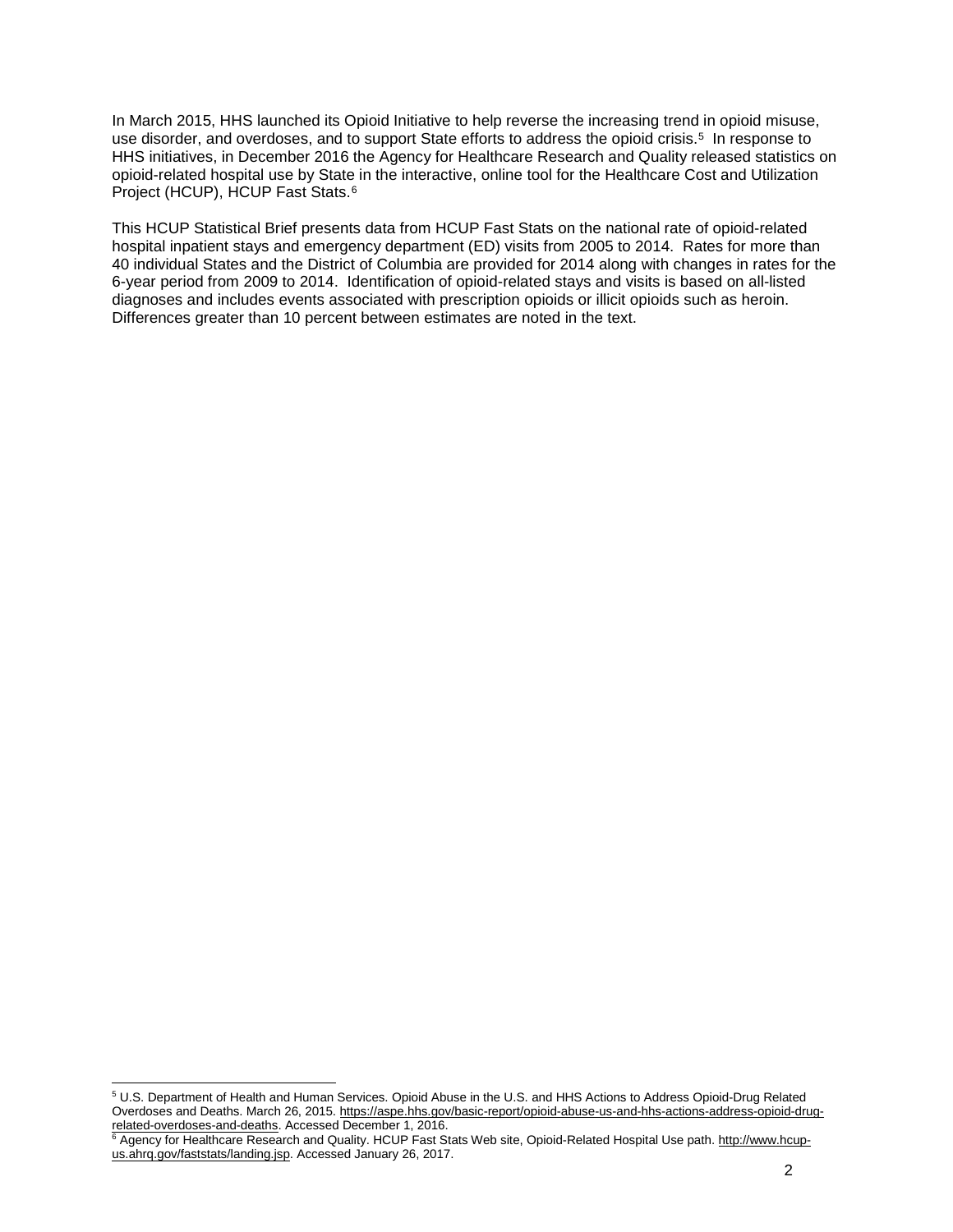In March 2015, HHS launched its Opioid Initiative to help reverse the increasing trend in opioid misuse, use disorder, and overdoses, and to support State efforts to address the opioid crisis.[5] In response to HHS initiatives, in December 2016 the Agency for Healthcare Research and Quality released statistics on opioid-related hospital use by State in the interactive, online tool for the Healthcare Cost and Utilization Project (HCUP), HCUP Fast Stats.[6]

This HCUP Statistical Brief presents data from HCUP Fast Stats on the national rate of opioid-related hospital inpatient stays and emergency department (ED) visits from 2005 to 2014. Rates for more than 40 individual States and the District of Columbia are provided for 2014 along with changes in rates for the 6-year period from 2009 to 2014. Identification of opioid-related stays and visits is based on all-listed diagnoses and includes events associated with prescription opioids or illicit opioids such as heroin. Differences greater than 10 percent between estimates are noted in the text.

---

[5] U.S. Department of Health and Human Services. Opioid Abuse in the U.S. and HHS Actions to Address Opioid-Drug Related Overdoses and Deaths. March 26, 2015. https://aspe.hhs.gov/basic-report/opioid-abuse-us-and-hhs-actions-address-opioid-drug-related-overdoses-and-deaths. Accessed December 1, 2016.

[6] Agency for Healthcare Research and Quality. HCUP Fast Stats Web site, Opioid-Related Hospital Use path. http://www.hcup-us.ahrq.gov/faststats/landing.jsp. Accessed January 26, 2017.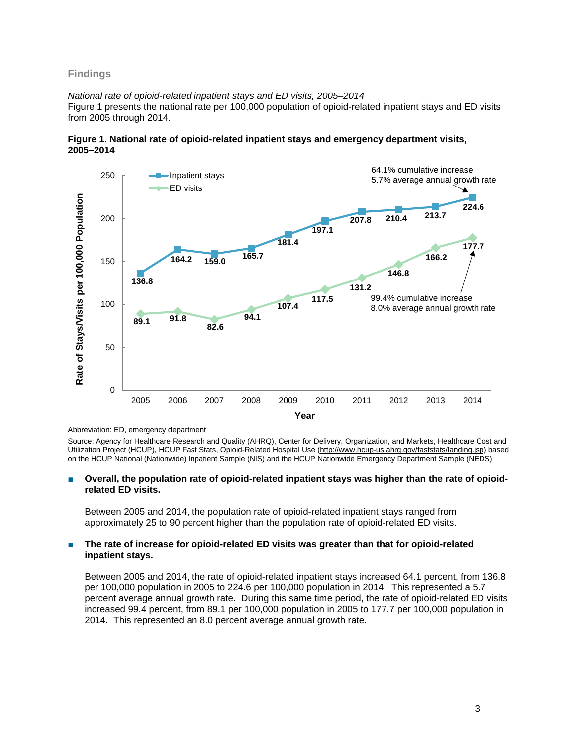## Findings

*National rate of opioid-related inpatient stays and ED visits, 2005–2014*

Figure 1 presents the national rate per 100,000 population of opioid-related inpatient stays and ED visits from 2005 through 2014.

**Figure 1. National rate of opioid-related inpatient stays and emergency department visits, 2005–2014**

| Year | Inpatient stays | ED visits |
|---|---|---|
| 2005 | 136.8 | 89.1 |
| 2006 | 164.2 | 91.8 |
| 2007 | 159.0 | 82.6 |
| 2008 | 165.7 | 94.1 |
| 2009 | 181.4 | 107.4 |
| 2010 | 197.1 | 117.5 |
| 2011 | 207.8 | 131.2 |
| 2012 | 210.4 | 146.8 |
| 2013 | 213.7 | 166.2 |
| 2014 | 224.6 | 177.7 |

Inpatient stays: 64.1% cumulative increase, 5.7% average annual growth rate

ED visits: 99.4% cumulative increase, 8.0% average annual growth rate

Abbreviation: ED, emergency department

Source: Agency for Healthcare Research and Quality (AHRQ), Center for Delivery, Organization, and Markets, Healthcare Cost and Utilization Project (HCUP), HCUP Fast Stats, Opioid-Related Hospital Use (http://www.hcup-us.ahrq.gov/faststats/landing.jsp) based on the HCUP National (Nationwide) Inpatient Sample (NIS) and the HCUP Nationwide Emergency Department Sample (NEDS)

- **Overall, the population rate of opioid-related inpatient stays was higher than the rate of opioid-related ED visits.**

  Between 2005 and 2014, the population rate of opioid-related inpatient stays ranged from approximately 25 to 90 percent higher than the population rate of opioid-related ED visits.

- **The rate of increase for opioid-related ED visits was greater than that for opioid-related inpatient stays.**

  Between 2005 and 2014, the rate of opioid-related inpatient stays increased 64.1 percent, from 136.8 per 100,000 population in 2005 to 224.6 per 100,000 population in 2014. This represented a 5.7 percent average annual growth rate. During this same time period, the rate of opioid-related ED visits increased 99.4 percent, from 89.1 per 100,000 population in 2005 to 177.7 per 100,000 population in 2014. This represented an 8.0 percent average annual growth rate.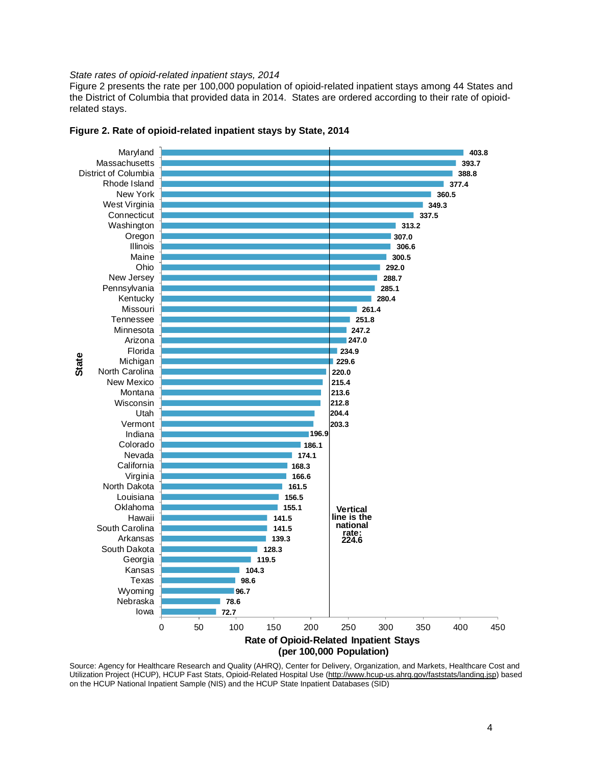*State rates of opioid-related inpatient stays, 2014*

Figure 2 presents the rate per 100,000 population of opioid-related inpatient stays among 44 States and the District of Columbia that provided data in 2014. States are ordered according to their rate of opioid-related stays.

**Figure 2. Rate of opioid-related inpatient stays by State, 2014**

| State | Rate of Opioid-Related Inpatient Stays (per 100,000 Population) |
|---|---|
| Maryland | 403.8 |
| Massachusetts | 393.7 |
| District of Columbia | 388.8 |
| Rhode Island | 377.4 |
| New York | 360.5 |
| West Virginia | 349.3 |
| Connecticut | 337.5 |
| Washington | 313.2 |
| Oregon | 307.0 |
| Illinois | 306.6 |
| Maine | 300.5 |
| Ohio | 292.0 |
| New Jersey | 288.7 |
| Pennsylvania | 285.1 |
| Kentucky | 280.4 |
| Missouri | 261.4 |
| Tennessee | 251.8 |
| Minnesota | 247.2 |
| Arizona | 247.0 |
| Florida | 234.9 |
| Michigan | 229.6 |
| North Carolina | 220.0 |
| New Mexico | 215.4 |
| Montana | 213.6 |
| Wisconsin | 212.8 |
| Utah | 204.4 |
| Vermont | 203.3 |
| Indiana | 196.9 |
| Colorado | 186.1 |
| Nevada | 174.1 |
| California | 168.3 |
| Virginia | 166.6 |
| North Dakota | 161.5 |
| Louisiana | 156.5 |
| Oklahoma | 155.1 |
| Hawaii | 141.5 |
| South Carolina | 141.5 |
| Arkansas | 139.3 |
| South Dakota | 128.3 |
| Georgia | 119.5 |
| Kansas | 104.3 |
| Texas | 98.6 |
| Wyoming | 96.7 |
| Nebraska | 78.6 |
| Iowa | 72.7 |

Vertical line is the national rate: 224.6

Source: Agency for Healthcare Research and Quality (AHRQ), Center for Delivery, Organization, and Markets, Healthcare Cost and Utilization Project (HCUP), HCUP Fast Stats, Opioid-Related Hospital Use (http://www.hcup-us.ahrq.gov/faststats/landing.jsp) based on the HCUP National Inpatient Sample (NIS) and the HCUP State Inpatient Databases (SID)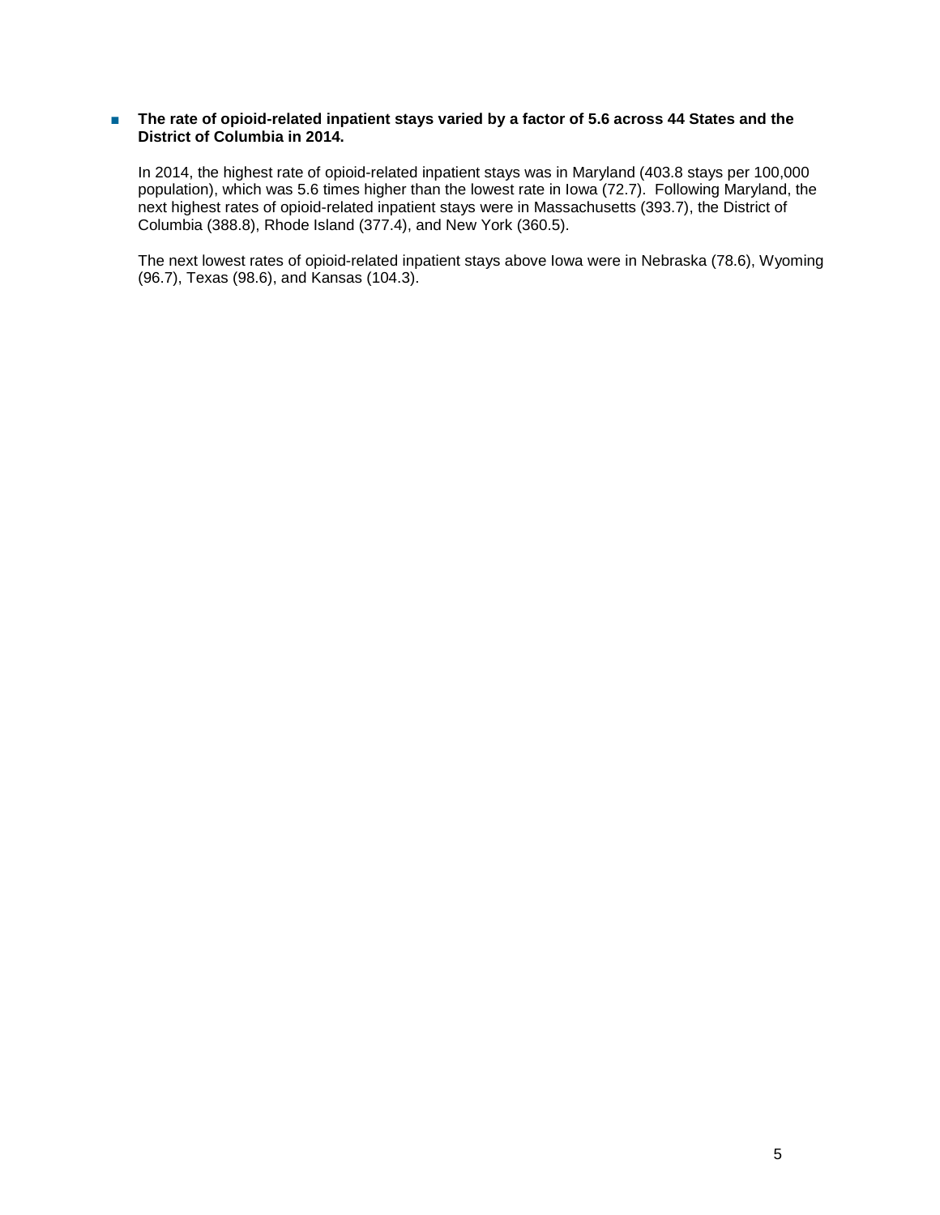- **The rate of opioid-related inpatient stays varied by a factor of 5.6 across 44 States and the District of Columbia in 2014.**

  In 2014, the highest rate of opioid-related inpatient stays was in Maryland (403.8 stays per 100,000 population), which was 5.6 times higher than the lowest rate in Iowa (72.7). Following Maryland, the next highest rates of opioid-related inpatient stays were in Massachusetts (393.7), the District of Columbia (388.8), Rhode Island (377.4), and New York (360.5).

  The next lowest rates of opioid-related inpatient stays above Iowa were in Nebraska (78.6), Wyoming (96.7), Texas (98.6), and Kansas (104.3).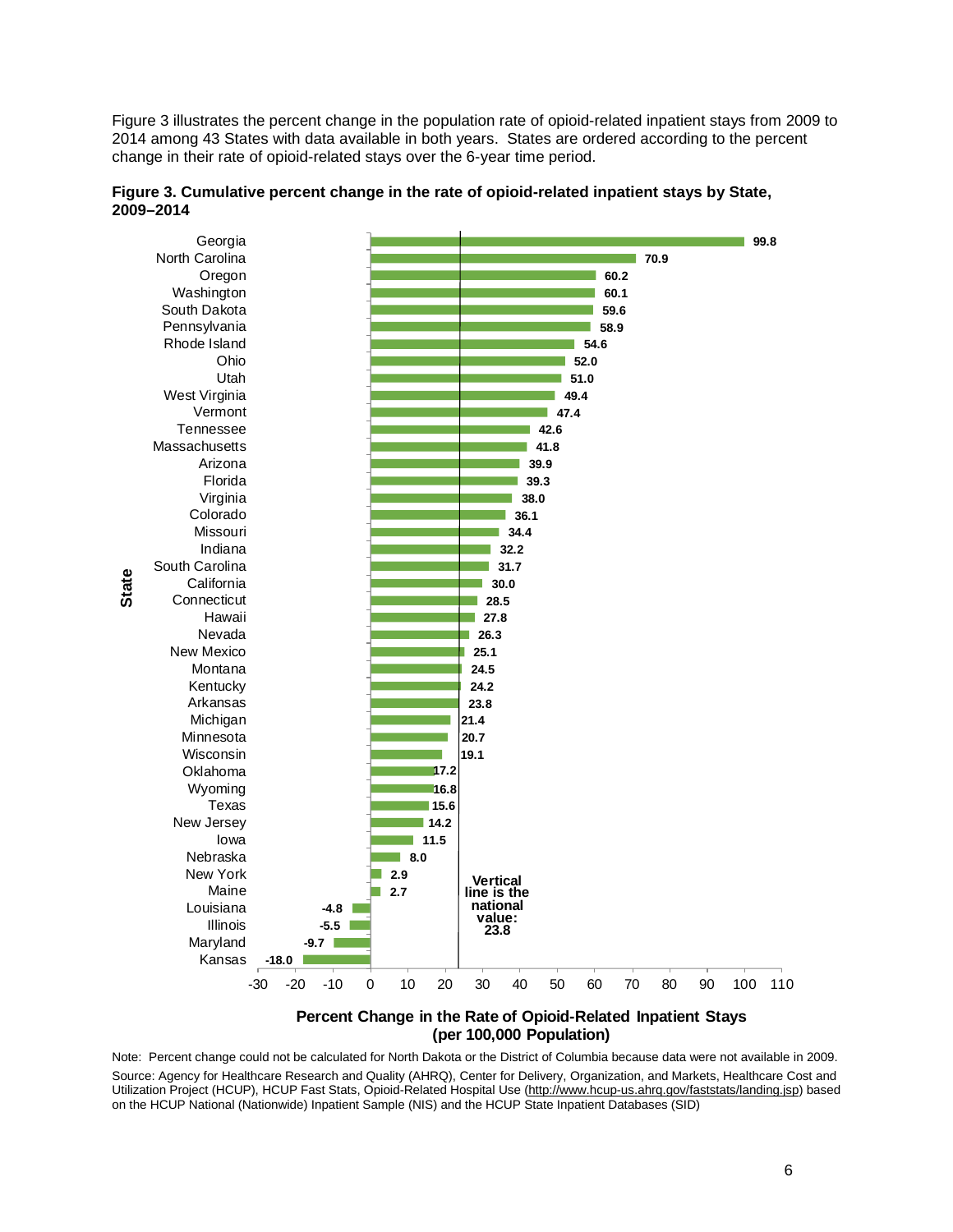Figure 3 illustrates the percent change in the population rate of opioid-related inpatient stays from 2009 to 2014 among 43 States with data available in both years. States are ordered according to the percent change in their rate of opioid-related stays over the 6-year time period.

**Figure 3. Cumulative percent change in the rate of opioid-related inpatient stays by State, 2009–2014**

| State | Percent Change in the Rate of Opioid-Related Inpatient Stays (per 100,000 Population) |
|---|---|
| Georgia | 99.8 |
| North Carolina | 70.9 |
| Oregon | 60.2 |
| Washington | 60.1 |
| South Dakota | 59.6 |
| Pennsylvania | 58.9 |
| Rhode Island | 54.6 |
| Ohio | 52.0 |
| Utah | 51.0 |
| West Virginia | 49.4 |
| Vermont | 47.4 |
| Tennessee | 42.6 |
| Massachusetts | 41.8 |
| Arizona | 39.9 |
| Florida | 39.3 |
| Virginia | 38.0 |
| Colorado | 36.1 |
| Missouri | 34.4 |
| Indiana | 32.2 |
| South Carolina | 31.7 |
| California | 30.0 |
| Connecticut | 28.5 |
| Hawaii | 27.8 |
| Nevada | 26.3 |
| New Mexico | 25.1 |
| Montana | 24.5 |
| Kentucky | 24.2 |
| Arkansas | 23.8 |
| Michigan | 21.4 |
| Minnesota | 20.7 |
| Wisconsin | 19.1 |
| Oklahoma | 17.2 |
| Wyoming | 16.8 |
| Texas | 15.6 |
| New Jersey | 14.2 |
| Iowa | 11.5 |
| Nebraska | 8.0 |
| New York | 2.9 |
| Maine | 2.7 |
| Louisiana | -4.8 |
| Illinois | -5.5 |
| Maryland | -9.7 |
| Kansas | -18.0 |

Vertical line is the national value: 23.8

Note: Percent change could not be calculated for North Dakota or the District of Columbia because data were not available in 2009.

Source: Agency for Healthcare Research and Quality (AHRQ), Center for Delivery, Organization, and Markets, Healthcare Cost and Utilization Project (HCUP), HCUP Fast Stats, Opioid-Related Hospital Use (http://www.hcup-us.ahrq.gov/faststats/landing.jsp) based on the HCUP National (Nationwide) Inpatient Sample (NIS) and the HCUP State Inpatient Databases (SID)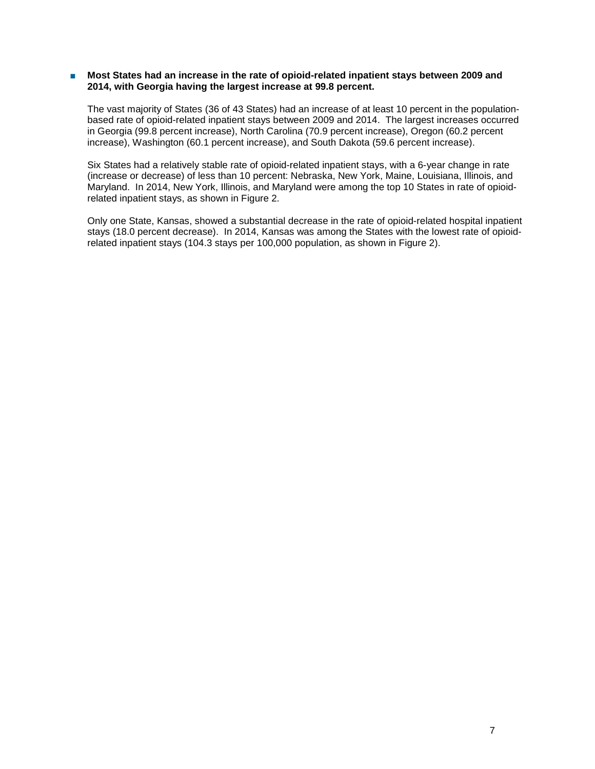- **Most States had an increase in the rate of opioid-related inpatient stays between 2009 and 2014, with Georgia having the largest increase at 99.8 percent.**

  The vast majority of States (36 of 43 States) had an increase of at least 10 percent in the population-based rate of opioid-related inpatient stays between 2009 and 2014. The largest increases occurred in Georgia (99.8 percent increase), North Carolina (70.9 percent increase), Oregon (60.2 percent increase), Washington (60.1 percent increase), and South Dakota (59.6 percent increase).

  Six States had a relatively stable rate of opioid-related inpatient stays, with a 6-year change in rate (increase or decrease) of less than 10 percent: Nebraska, New York, Maine, Louisiana, Illinois, and Maryland. In 2014, New York, Illinois, and Maryland were among the top 10 States in rate of opioid-related inpatient stays, as shown in Figure 2.

  Only one State, Kansas, showed a substantial decrease in the rate of opioid-related hospital inpatient stays (18.0 percent decrease). In 2014, Kansas was among the States with the lowest rate of opioid-related inpatient stays (104.3 stays per 100,000 population, as shown in Figure 2).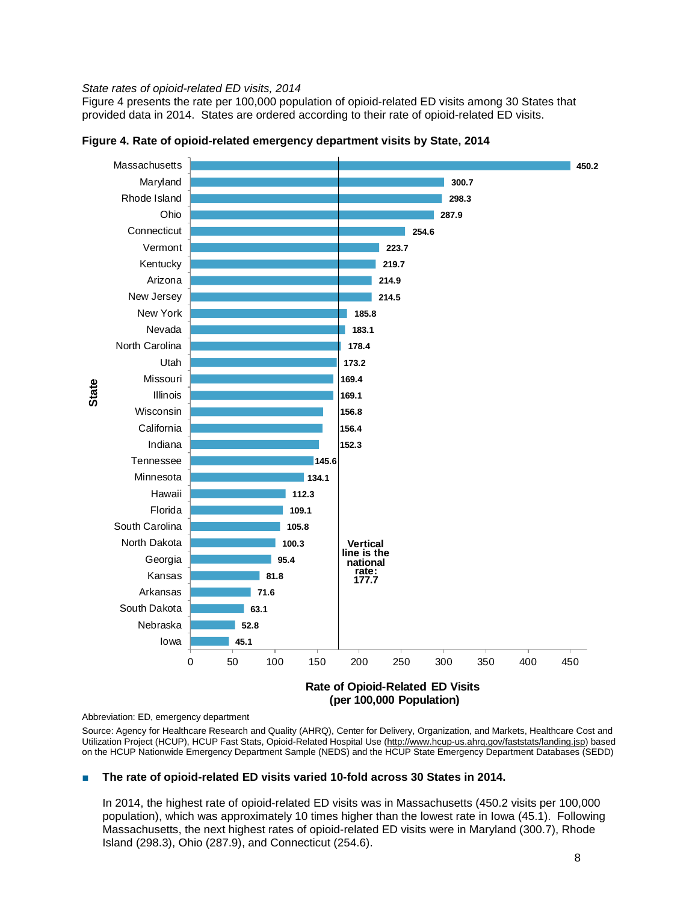*State rates of opioid-related ED visits, 2014*

Figure 4 presents the rate per 100,000 population of opioid-related ED visits among 30 States that provided data in 2014. States are ordered according to their rate of opioid-related ED visits.

**Figure 4. Rate of opioid-related emergency department visits by State, 2014**

| State | Rate of Opioid-Related ED Visits (per 100,000 Population) |
|---|---|
| Massachusetts | 450.2 |
| Maryland | 300.7 |
| Rhode Island | 298.3 |
| Ohio | 287.9 |
| Connecticut | 254.6 |
| Vermont | 223.7 |
| Kentucky | 219.7 |
| Arizona | 214.9 |
| New Jersey | 214.5 |
| New York | 185.8 |
| Nevada | 183.1 |
| North Carolina | 178.4 |
| Utah | 173.2 |
| Missouri | 169.4 |
| Illinois | 169.1 |
| Wisconsin | 156.8 |
| California | 156.4 |
| Indiana | 152.3 |
| Tennessee | 145.6 |
| Minnesota | 134.1 |
| Hawaii | 112.3 |
| Florida | 109.1 |
| South Carolina | 105.8 |
| North Dakota | 100.3 |
| Georgia | 95.4 |
| Kansas | 81.8 |
| Arkansas | 71.6 |
| South Dakota | 63.1 |
| Nebraska | 52.8 |
| Iowa | 45.1 |

Vertical line is the national rate: 177.7

Abbreviation: ED, emergency department

Source: Agency for Healthcare Research and Quality (AHRQ), Center for Delivery, Organization, and Markets, Healthcare Cost and Utilization Project (HCUP), HCUP Fast Stats, Opioid-Related Hospital Use (http://www.hcup-us.ahrq.gov/faststats/landing.jsp) based on the HCUP Nationwide Emergency Department Sample (NEDS) and the HCUP State Emergency Department Databases (SEDD)

- **The rate of opioid-related ED visits varied 10-fold across 30 States in 2014.**

  In 2014, the highest rate of opioid-related ED visits was in Massachusetts (450.2 visits per 100,000 population), which was approximately 10 times higher than the lowest rate in Iowa (45.1). Following Massachusetts, the next highest rates of opioid-related ED visits were in Maryland (300.7), Rhode Island (298.3), Ohio (287.9), and Connecticut (254.6).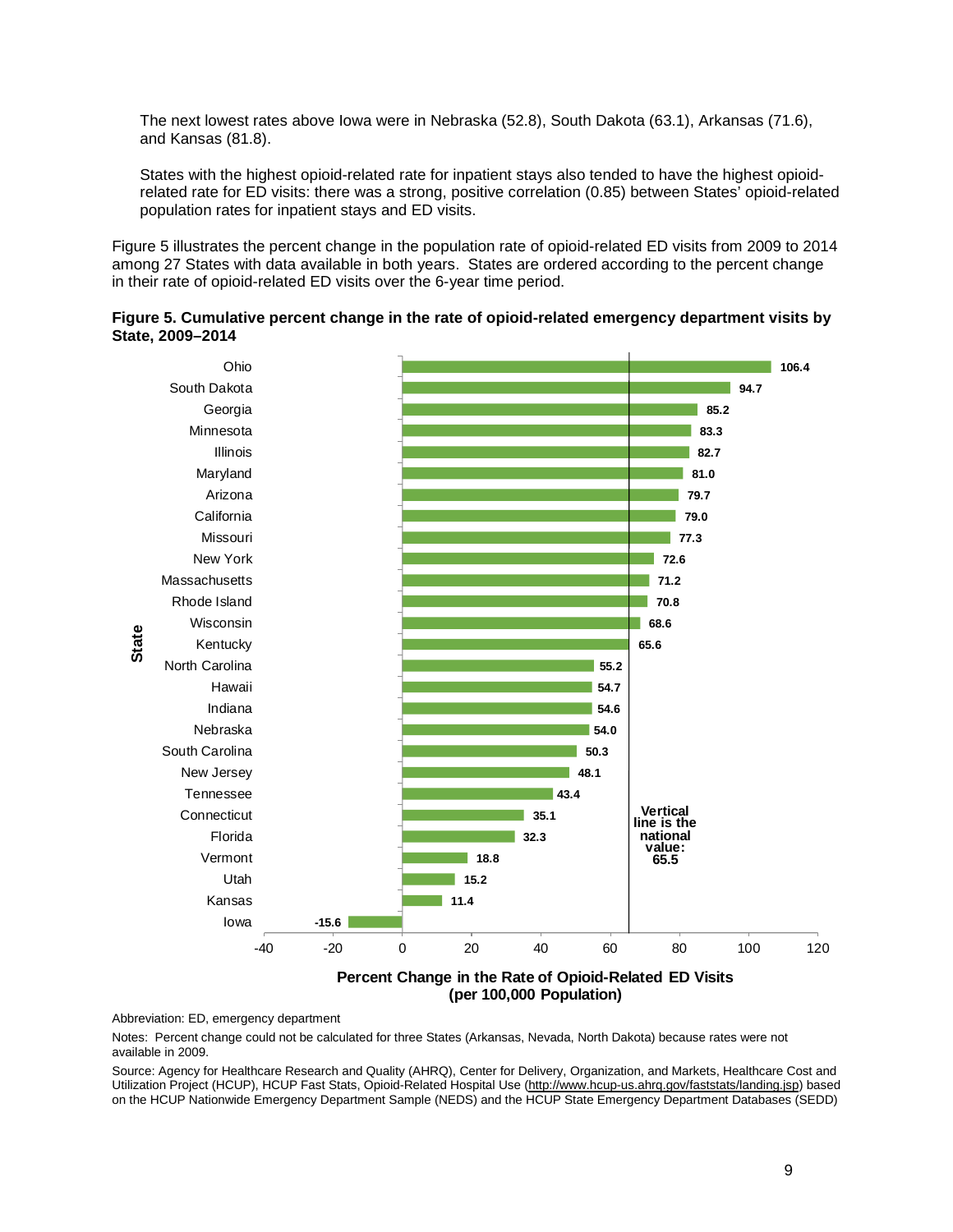The next lowest rates above Iowa were in Nebraska (52.8), South Dakota (63.1), Arkansas (71.6), and Kansas (81.8).

States with the highest opioid-related rate for inpatient stays also tended to have the highest opioid-related rate for ED visits: there was a strong, positive correlation (0.85) between States' opioid-related population rates for inpatient stays and ED visits.

Figure 5 illustrates the percent change in the population rate of opioid-related ED visits from 2009 to 2014 among 27 States with data available in both years. States are ordered according to the percent change in their rate of opioid-related ED visits over the 6-year time period.

**Figure 5. Cumulative percent change in the rate of opioid-related emergency department visits by State, 2009–2014**

| State | Percent Change in the Rate of Opioid-Related ED Visits (per 100,000 Population) |
|---|---|
| Ohio | 106.4 |
| South Dakota | 94.7 |
| Georgia | 85.2 |
| Minnesota | 83.3 |
| Illinois | 82.7 |
| Maryland | 81.0 |
| Arizona | 79.7 |
| California | 79.0 |
| Missouri | 77.3 |
| New York | 72.6 |
| Massachusetts | 71.2 |
| Rhode Island | 70.8 |
| Wisconsin | 68.6 |
| Kentucky | 65.6 |
| North Carolina | 55.2 |
| Hawaii | 54.7 |
| Indiana | 54.6 |
| Nebraska | 54.0 |
| South Carolina | 50.3 |
| New Jersey | 48.1 |
| Tennessee | 43.4 |
| Connecticut | 35.1 |
| Florida | 32.3 |
| Vermont | 18.8 |
| Utah | 15.2 |
| Kansas | 11.4 |
| Iowa | -15.6 |

Vertical line is the national value: 65.5

Abbreviation: ED, emergency department

Notes: Percent change could not be calculated for three States (Arkansas, Nevada, North Dakota) because rates were not available in 2009.

Source: Agency for Healthcare Research and Quality (AHRQ), Center for Delivery, Organization, and Markets, Healthcare Cost and Utilization Project (HCUP), HCUP Fast Stats, Opioid-Related Hospital Use (http://www.hcup-us.ahrq.gov/faststats/landing.jsp) based on the HCUP Nationwide Emergency Department Sample (NEDS) and the HCUP State Emergency Department Databases (SEDD)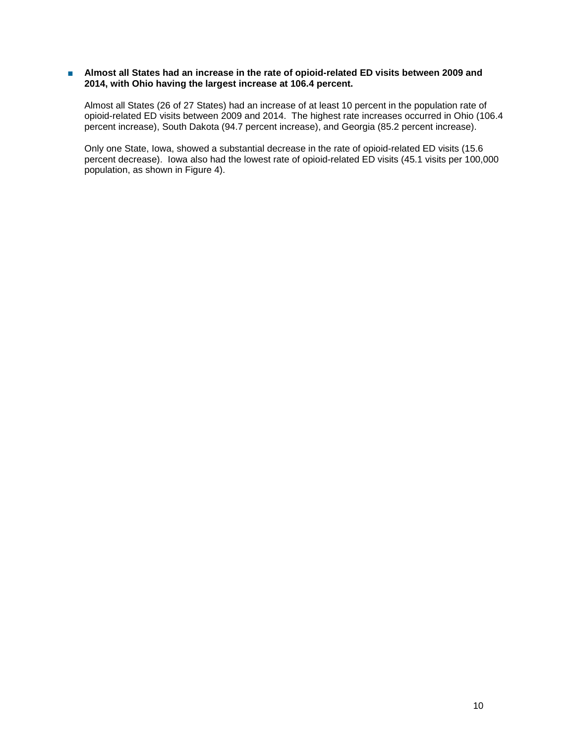- **Almost all States had an increase in the rate of opioid-related ED visits between 2009 and 2014, with Ohio having the largest increase at 106.4 percent.**

  Almost all States (26 of 27 States) had an increase of at least 10 percent in the population rate of opioid-related ED visits between 2009 and 2014. The highest rate increases occurred in Ohio (106.4 percent increase), South Dakota (94.7 percent increase), and Georgia (85.2 percent increase).

  Only one State, Iowa, showed a substantial decrease in the rate of opioid-related ED visits (15.6 percent decrease). Iowa also had the lowest rate of opioid-related ED visits (45.1 visits per 100,000 population, as shown in Figure 4).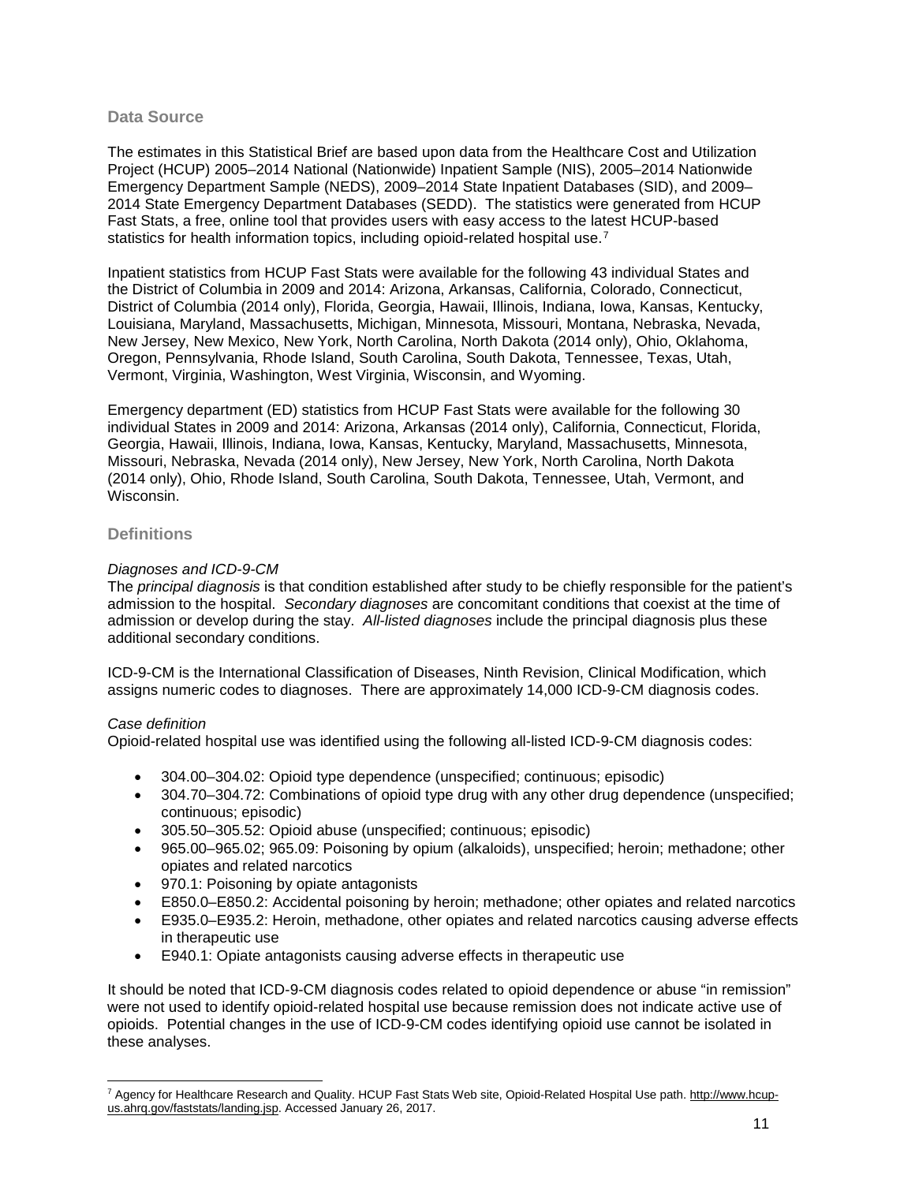## Data Source

The estimates in this Statistical Brief are based upon data from the Healthcare Cost and Utilization Project (HCUP) 2005–2014 National (Nationwide) Inpatient Sample (NIS), 2005–2014 Nationwide Emergency Department Sample (NEDS), 2009–2014 State Inpatient Databases (SID), and 2009–2014 State Emergency Department Databases (SEDD). The statistics were generated from HCUP Fast Stats, a free, online tool that provides users with easy access to the latest HCUP-based statistics for health information topics, including opioid-related hospital use.[7]

Inpatient statistics from HCUP Fast Stats were available for the following 43 individual States and the District of Columbia in 2009 and 2014: Arizona, Arkansas, California, Colorado, Connecticut, District of Columbia (2014 only), Florida, Georgia, Hawaii, Illinois, Indiana, Iowa, Kansas, Kentucky, Louisiana, Maryland, Massachusetts, Michigan, Minnesota, Missouri, Montana, Nebraska, Nevada, New Jersey, New Mexico, New York, North Carolina, North Dakota (2014 only), Ohio, Oklahoma, Oregon, Pennsylvania, Rhode Island, South Carolina, South Dakota, Tennessee, Texas, Utah, Vermont, Virginia, Washington, West Virginia, Wisconsin, and Wyoming.

Emergency department (ED) statistics from HCUP Fast Stats were available for the following 30 individual States in 2009 and 2014: Arizona, Arkansas (2014 only), California, Connecticut, Florida, Georgia, Hawaii, Illinois, Indiana, Iowa, Kansas, Kentucky, Maryland, Massachusetts, Minnesota, Missouri, Nebraska, Nevada (2014 only), New Jersey, New York, North Carolina, North Dakota (2014 only), Ohio, Rhode Island, South Carolina, South Dakota, Tennessee, Utah, Vermont, and Wisconsin.

## Definitions

*Diagnoses and ICD-9-CM*

The *principal diagnosis* is that condition established after study to be chiefly responsible for the patient's admission to the hospital. *Secondary diagnoses* are concomitant conditions that coexist at the time of admission or develop during the stay. *All-listed diagnoses* include the principal diagnosis plus these additional secondary conditions.

ICD-9-CM is the International Classification of Diseases, Ninth Revision, Clinical Modification, which assigns numeric codes to diagnoses. There are approximately 14,000 ICD-9-CM diagnosis codes.

*Case definition*

Opioid-related hospital use was identified using the following all-listed ICD-9-CM diagnosis codes:

- 304.00–304.02: Opioid type dependence (unspecified; continuous; episodic)
- 304.70–304.72: Combinations of opioid type drug with any other drug dependence (unspecified; continuous; episodic)
- 305.50–305.52: Opioid abuse (unspecified; continuous; episodic)
- 965.00–965.02; 965.09: Poisoning by opium (alkaloids), unspecified; heroin; methadone; other opiates and related narcotics
- 970.1: Poisoning by opiate antagonists
- E850.0–E850.2: Accidental poisoning by heroin; methadone; other opiates and related narcotics
- E935.0–E935.2: Heroin, methadone, other opiates and related narcotics causing adverse effects in therapeutic use
- E940.1: Opiate antagonists causing adverse effects in therapeutic use

It should be noted that ICD-9-CM diagnosis codes related to opioid dependence or abuse "in remission" were not used to identify opioid-related hospital use because remission does not indicate active use of opioids. Potential changes in the use of ICD-9-CM codes identifying opioid use cannot be isolated in these analyses.

[7] Agency for Healthcare Research and Quality. HCUP Fast Stats Web site, Opioid-Related Hospital Use path. http://www.hcup-us.ahrq.gov/faststats/landing.jsp. Accessed January 26, 2017.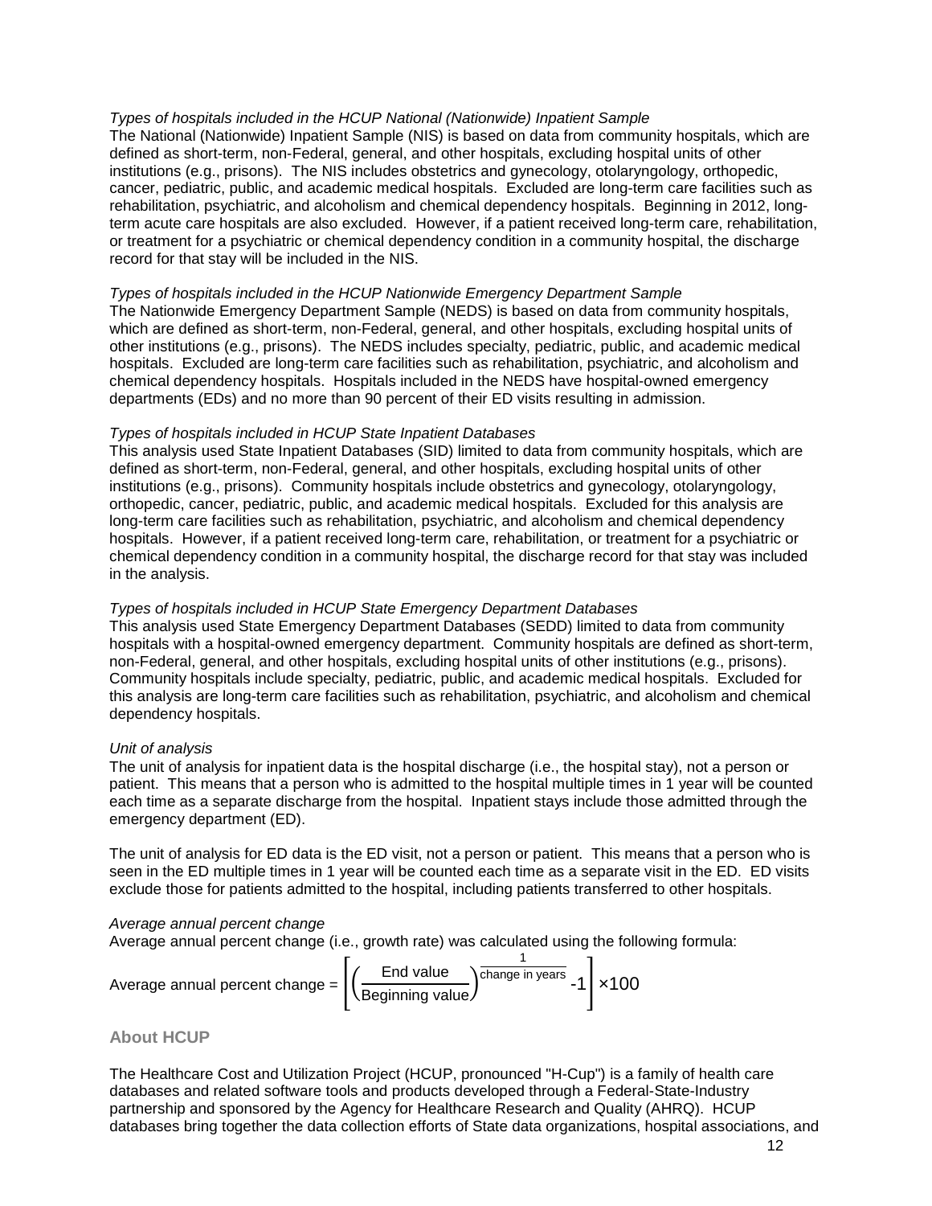*Types of hospitals included in the HCUP National (Nationwide) Inpatient Sample*

The National (Nationwide) Inpatient Sample (NIS) is based on data from community hospitals, which are defined as short-term, non-Federal, general, and other hospitals, excluding hospital units of other institutions (e.g., prisons). The NIS includes obstetrics and gynecology, otolaryngology, orthopedic, cancer, pediatric, public, and academic medical hospitals. Excluded are long-term care facilities such as rehabilitation, psychiatric, and alcoholism and chemical dependency hospitals. Beginning in 2012, long-term acute care hospitals are also excluded. However, if a patient received long-term care, rehabilitation, or treatment for a psychiatric or chemical dependency condition in a community hospital, the discharge record for that stay will be included in the NIS.

*Types of hospitals included in the HCUP Nationwide Emergency Department Sample*

The Nationwide Emergency Department Sample (NEDS) is based on data from community hospitals, which are defined as short-term, non-Federal, general, and other hospitals, excluding hospital units of other institutions (e.g., prisons). The NEDS includes specialty, pediatric, public, and academic medical hospitals. Excluded are long-term care facilities such as rehabilitation, psychiatric, and alcoholism and chemical dependency hospitals. Hospitals included in the NEDS have hospital-owned emergency departments (EDs) and no more than 90 percent of their ED visits resulting in admission.

*Types of hospitals included in HCUP State Inpatient Databases*

This analysis used State Inpatient Databases (SID) limited to data from community hospitals, which are defined as short-term, non-Federal, general, and other hospitals, excluding hospital units of other institutions (e.g., prisons). Community hospitals include obstetrics and gynecology, otolaryngology, orthopedic, cancer, pediatric, public, and academic medical hospitals. Excluded for this analysis are long-term care facilities such as rehabilitation, psychiatric, and alcoholism and chemical dependency hospitals. However, if a patient received long-term care, rehabilitation, or treatment for a psychiatric or chemical dependency condition in a community hospital, the discharge record for that stay was included in the analysis.

*Types of hospitals included in HCUP State Emergency Department Databases*

This analysis used State Emergency Department Databases (SEDD) limited to data from community hospitals with a hospital-owned emergency department. Community hospitals are defined as short-term, non-Federal, general, and other hospitals, excluding hospital units of other institutions (e.g., prisons). Community hospitals include specialty, pediatric, public, and academic medical hospitals. Excluded for this analysis are long-term care facilities such as rehabilitation, psychiatric, and alcoholism and chemical dependency hospitals.

*Unit of analysis*

The unit of analysis for inpatient data is the hospital discharge (i.e., the hospital stay), not a person or patient. This means that a person who is admitted to the hospital multiple times in 1 year will be counted each time as a separate discharge from the hospital. Inpatient stays include those admitted through the emergency department (ED).

The unit of analysis for ED data is the ED visit, not a person or patient. This means that a person who is seen in the ED multiple times in 1 year will be counted each time as a separate visit in the ED. ED visits exclude those for patients admitted to the hospital, including patients transferred to other hospitals.

*Average annual percent change*

Average annual percent change (i.e., growth rate) was calculated using the following formula:

$$\text{Average annual percent change} = \left[\left(\frac{\text{End value}}{\text{Beginning value}}\right)^{\frac{1}{\text{change in years}}} - 1\right] \times 100$$

## About HCUP

The Healthcare Cost and Utilization Project (HCUP, pronounced "H-Cup") is a family of health care databases and related software tools and products developed through a Federal-State-Industry partnership and sponsored by the Agency for Healthcare Research and Quality (AHRQ). HCUP databases bring together the data collection efforts of State data organizations, hospital associations, and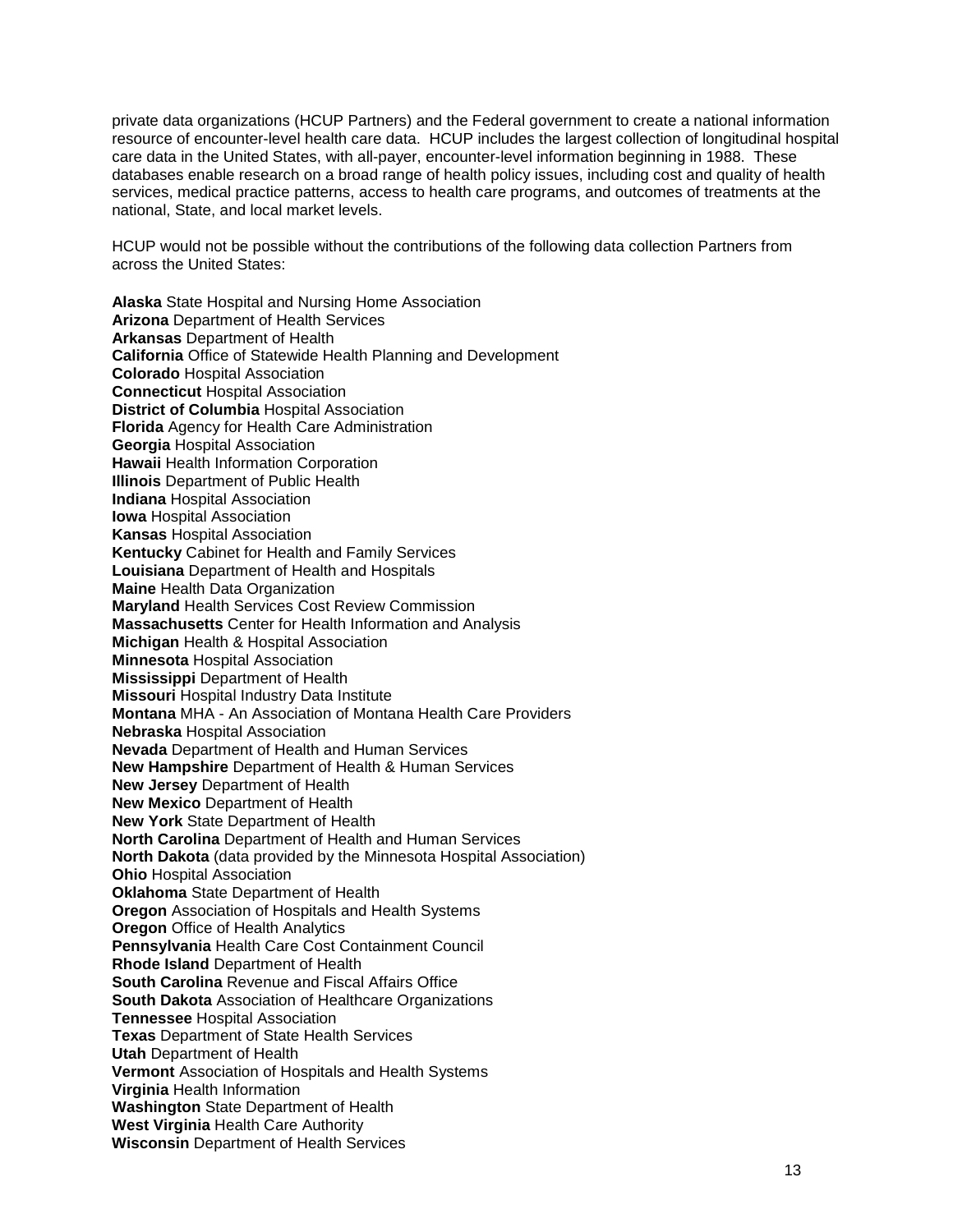private data organizations (HCUP Partners) and the Federal government to create a national information resource of encounter-level health care data. HCUP includes the largest collection of longitudinal hospital care data in the United States, with all-payer, encounter-level information beginning in 1988. These databases enable research on a broad range of health policy issues, including cost and quality of health services, medical practice patterns, access to health care programs, and outcomes of treatments at the national, State, and local market levels.

HCUP would not be possible without the contributions of the following data collection Partners from across the United States:

**Alaska** State Hospital and Nursing Home Association
**Arizona** Department of Health Services
**Arkansas** Department of Health
**California** Office of Statewide Health Planning and Development
**Colorado** Hospital Association
**Connecticut** Hospital Association
**District of Columbia** Hospital Association
**Florida** Agency for Health Care Administration
**Georgia** Hospital Association
**Hawaii** Health Information Corporation
**Illinois** Department of Public Health
**Indiana** Hospital Association
**Iowa** Hospital Association
**Kansas** Hospital Association
**Kentucky** Cabinet for Health and Family Services
**Louisiana** Department of Health and Hospitals
**Maine** Health Data Organization
**Maryland** Health Services Cost Review Commission
**Massachusetts** Center for Health Information and Analysis
**Michigan** Health & Hospital Association
**Minnesota** Hospital Association
**Mississippi** Department of Health
**Missouri** Hospital Industry Data Institute
**Montana** MHA - An Association of Montana Health Care Providers
**Nebraska** Hospital Association
**Nevada** Department of Health and Human Services
**New Hampshire** Department of Health & Human Services
**New Jersey** Department of Health
**New Mexico** Department of Health
**New York** State Department of Health
**North Carolina** Department of Health and Human Services
**North Dakota** (data provided by the Minnesota Hospital Association)
**Ohio** Hospital Association
**Oklahoma** State Department of Health
**Oregon** Association of Hospitals and Health Systems
**Oregon** Office of Health Analytics
**Pennsylvania** Health Care Cost Containment Council
**Rhode Island** Department of Health
**South Carolina** Revenue and Fiscal Affairs Office
**South Dakota** Association of Healthcare Organizations
**Tennessee** Hospital Association
**Texas** Department of State Health Services
**Utah** Department of Health
**Vermont** Association of Hospitals and Health Systems
**Virginia** Health Information
**Washington** State Department of Health
**West Virginia** Health Care Authority
**Wisconsin** Department of Health Services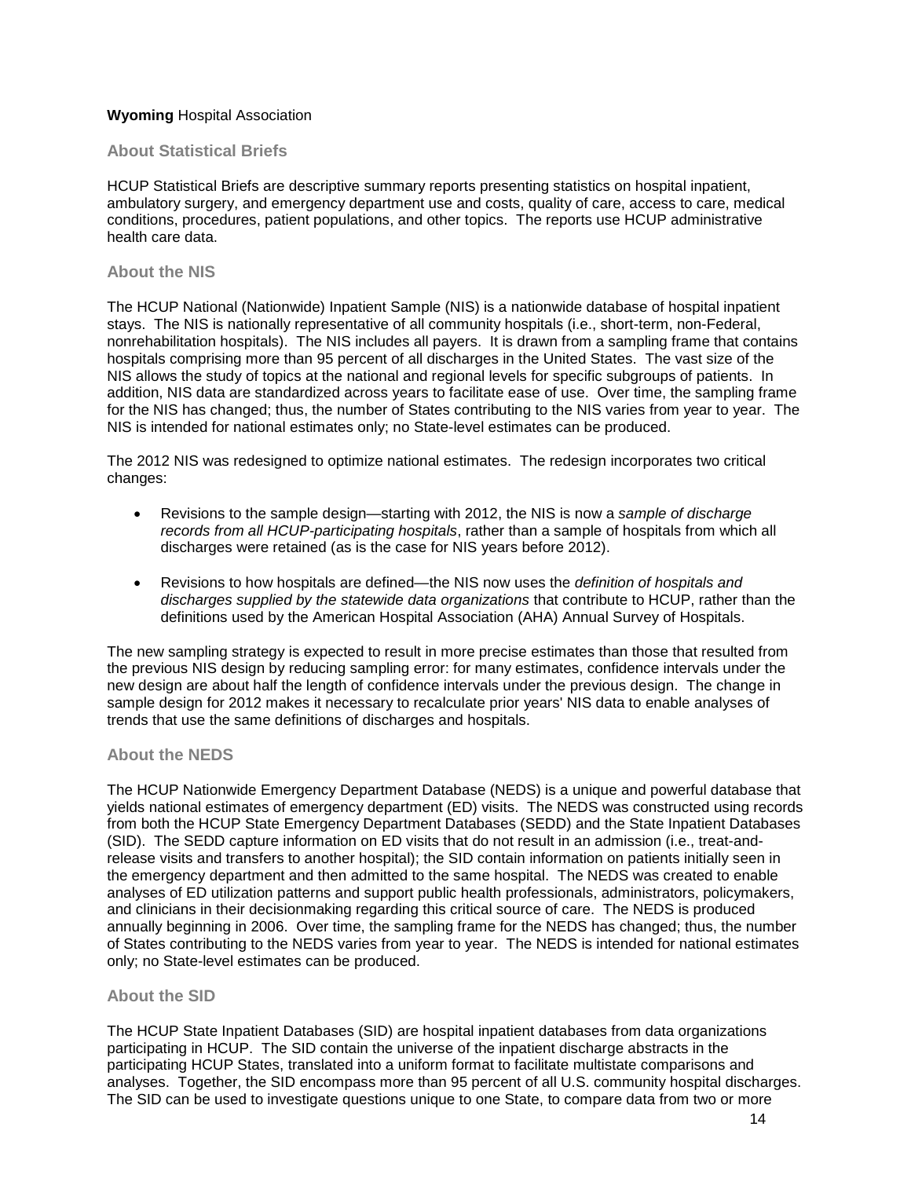**Wyoming** Hospital Association

### About Statistical Briefs

HCUP Statistical Briefs are descriptive summary reports presenting statistics on hospital inpatient, ambulatory surgery, and emergency department use and costs, quality of care, access to care, medical conditions, procedures, patient populations, and other topics. The reports use HCUP administrative health care data.

### About the NIS

The HCUP National (Nationwide) Inpatient Sample (NIS) is a nationwide database of hospital inpatient stays. The NIS is nationally representative of all community hospitals (i.e., short-term, non-Federal, nonrehabilitation hospitals). The NIS includes all payers. It is drawn from a sampling frame that contains hospitals comprising more than 95 percent of all discharges in the United States. The vast size of the NIS allows the study of topics at the national and regional levels for specific subgroups of patients. In addition, NIS data are standardized across years to facilitate ease of use. Over time, the sampling frame for the NIS has changed; thus, the number of States contributing to the NIS varies from year to year. The NIS is intended for national estimates only; no State-level estimates can be produced.

The 2012 NIS was redesigned to optimize national estimates. The redesign incorporates two critical changes:

- Revisions to the sample design—starting with 2012, the NIS is now a *sample of discharge records from all HCUP-participating hospitals*, rather than a sample of hospitals from which all discharges were retained (as is the case for NIS years before 2012).

- Revisions to how hospitals are defined—the NIS now uses the *definition of hospitals and discharges supplied by the statewide data organizations* that contribute to HCUP, rather than the definitions used by the American Hospital Association (AHA) Annual Survey of Hospitals.

The new sampling strategy is expected to result in more precise estimates than those that resulted from the previous NIS design by reducing sampling error: for many estimates, confidence intervals under the new design are about half the length of confidence intervals under the previous design. The change in sample design for 2012 makes it necessary to recalculate prior years' NIS data to enable analyses of trends that use the same definitions of discharges and hospitals.

### About the NEDS

The HCUP Nationwide Emergency Department Database (NEDS) is a unique and powerful database that yields national estimates of emergency department (ED) visits. The NEDS was constructed using records from both the HCUP State Emergency Department Databases (SEDD) and the State Inpatient Databases (SID). The SEDD capture information on ED visits that do not result in an admission (i.e., treat-and-release visits and transfers to another hospital); the SID contain information on patients initially seen in the emergency department and then admitted to the same hospital. The NEDS was created to enable analyses of ED utilization patterns and support public health professionals, administrators, policymakers, and clinicians in their decisionmaking regarding this critical source of care. The NEDS is produced annually beginning in 2006. Over time, the sampling frame for the NEDS has changed; thus, the number of States contributing to the NEDS varies from year to year. The NEDS is intended for national estimates only; no State-level estimates can be produced.

### About the SID

The HCUP State Inpatient Databases (SID) are hospital inpatient databases from data organizations participating in HCUP. The SID contain the universe of the inpatient discharge abstracts in the participating HCUP States, translated into a uniform format to facilitate multistate comparisons and analyses. Together, the SID encompass more than 95 percent of all U.S. community hospital discharges. The SID can be used to investigate questions unique to one State, to compare data from two or more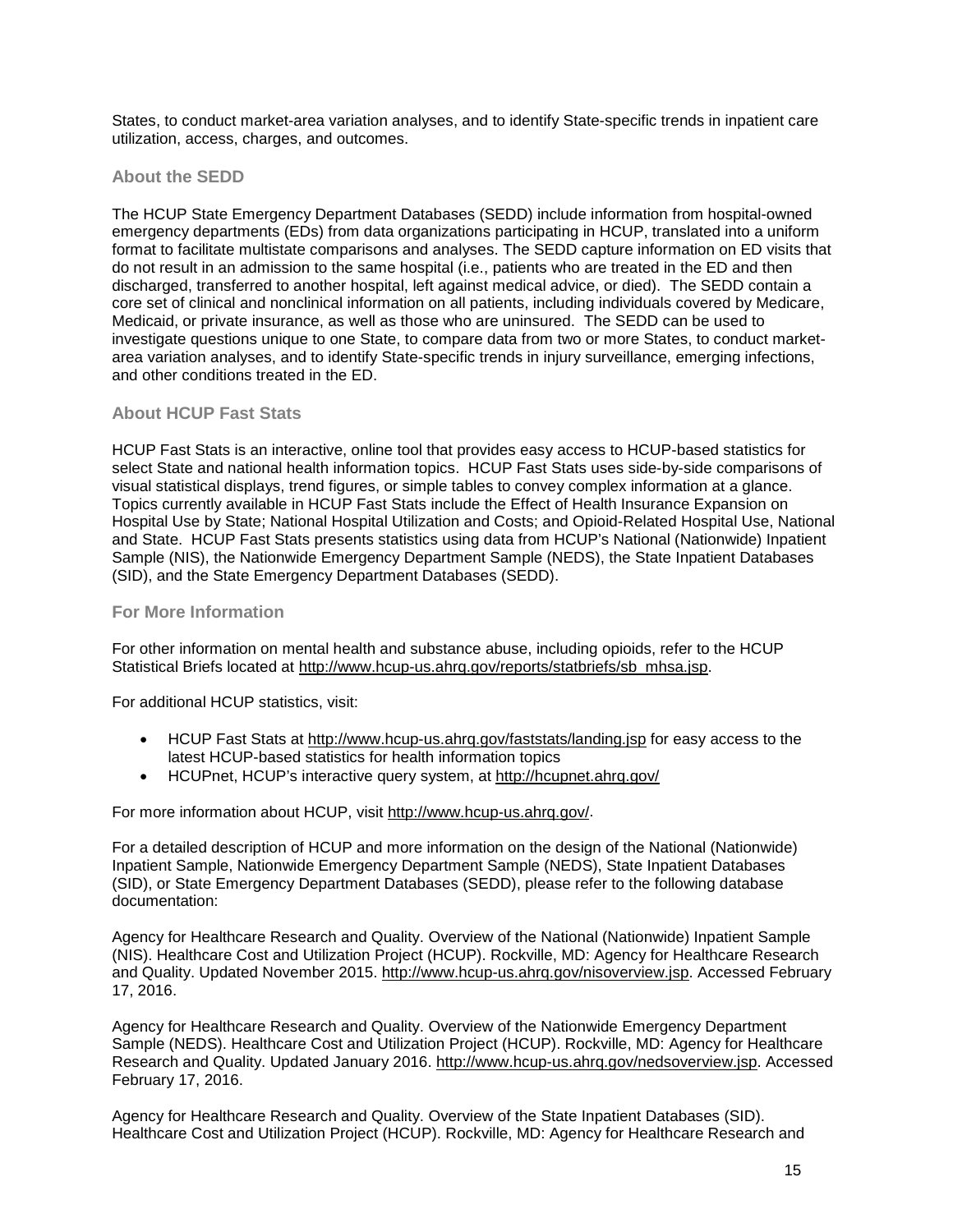States, to conduct market-area variation analyses, and to identify State-specific trends in inpatient care utilization, access, charges, and outcomes.

### About the SEDD

The HCUP State Emergency Department Databases (SEDD) include information from hospital-owned emergency departments (EDs) from data organizations participating in HCUP, translated into a uniform format to facilitate multistate comparisons and analyses. The SEDD capture information on ED visits that do not result in an admission to the same hospital (i.e., patients who are treated in the ED and then discharged, transferred to another hospital, left against medical advice, or died). The SEDD contain a core set of clinical and nonclinical information on all patients, including individuals covered by Medicare, Medicaid, or private insurance, as well as those who are uninsured. The SEDD can be used to investigate questions unique to one State, to compare data from two or more States, to conduct market-area variation analyses, and to identify State-specific trends in injury surveillance, emerging infections, and other conditions treated in the ED.

### About HCUP Fast Stats

HCUP Fast Stats is an interactive, online tool that provides easy access to HCUP-based statistics for select State and national health information topics. HCUP Fast Stats uses side-by-side comparisons of visual statistical displays, trend figures, or simple tables to convey complex information at a glance. Topics currently available in HCUP Fast Stats include the Effect of Health Insurance Expansion on Hospital Use by State; National Hospital Utilization and Costs; and Opioid-Related Hospital Use, National and State. HCUP Fast Stats presents statistics using data from HCUP's National (Nationwide) Inpatient Sample (NIS), the Nationwide Emergency Department Sample (NEDS), the State Inpatient Databases (SID), and the State Emergency Department Databases (SEDD).

### For More Information

For other information on mental health and substance abuse, including opioids, refer to the HCUP Statistical Briefs located at http://www.hcup-us.ahrq.gov/reports/statbriefs/sb_mhsa.jsp.

For additional HCUP statistics, visit:

- HCUP Fast Stats at http://www.hcup-us.ahrq.gov/faststats/landing.jsp for easy access to the latest HCUP-based statistics for health information topics
- HCUPnet, HCUP's interactive query system, at http://hcupnet.ahrq.gov/

For more information about HCUP, visit http://www.hcup-us.ahrq.gov/.

For a detailed description of HCUP and more information on the design of the National (Nationwide) Inpatient Sample, Nationwide Emergency Department Sample (NEDS), State Inpatient Databases (SID), or State Emergency Department Databases (SEDD), please refer to the following database documentation:

Agency for Healthcare Research and Quality. Overview of the National (Nationwide) Inpatient Sample (NIS). Healthcare Cost and Utilization Project (HCUP). Rockville, MD: Agency for Healthcare Research and Quality. Updated November 2015. http://www.hcup-us.ahrq.gov/nisoverview.jsp. Accessed February 17, 2016.

Agency for Healthcare Research and Quality. Overview of the Nationwide Emergency Department Sample (NEDS). Healthcare Cost and Utilization Project (HCUP). Rockville, MD: Agency for Healthcare Research and Quality. Updated January 2016. http://www.hcup-us.ahrq.gov/nedsoverview.jsp. Accessed February 17, 2016.

Agency for Healthcare Research and Quality. Overview of the State Inpatient Databases (SID). Healthcare Cost and Utilization Project (HCUP). Rockville, MD: Agency for Healthcare Research and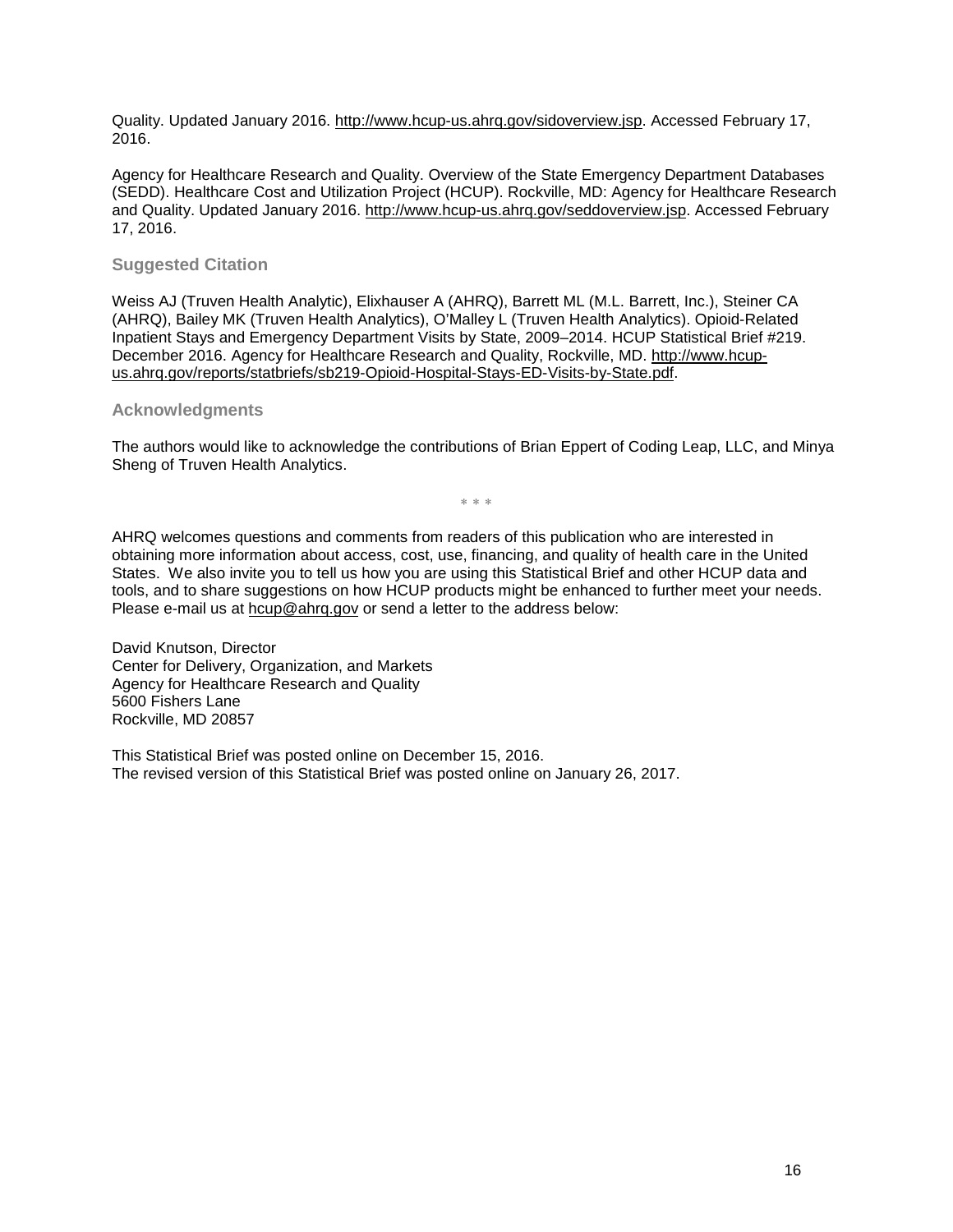Quality. Updated January 2016. http://www.hcup-us.ahrq.gov/sidoverview.jsp. Accessed February 17, 2016.

Agency for Healthcare Research and Quality. Overview of the State Emergency Department Databases (SEDD). Healthcare Cost and Utilization Project (HCUP). Rockville, MD: Agency for Healthcare Research and Quality. Updated January 2016. http://www.hcup-us.ahrq.gov/seddoverview.jsp. Accessed February 17, 2016.

### Suggested Citation

Weiss AJ (Truven Health Analytic), Elixhauser A (AHRQ), Barrett ML (M.L. Barrett, Inc.), Steiner CA (AHRQ), Bailey MK (Truven Health Analytics), O'Malley L (Truven Health Analytics). Opioid-Related Inpatient Stays and Emergency Department Visits by State, 2009–2014. HCUP Statistical Brief #219. December 2016. Agency for Healthcare Research and Quality, Rockville, MD. http://www.hcup-us.ahrq.gov/reports/statbriefs/sb219-Opioid-Hospital-Stays-ED-Visits-by-State.pdf.

### Acknowledgments

The authors would like to acknowledge the contributions of Brian Eppert of Coding Leap, LLC, and Minya Sheng of Truven Health Analytics.

\* \* \*

AHRQ welcomes questions and comments from readers of this publication who are interested in obtaining more information about access, cost, use, financing, and quality of health care in the United States. We also invite you to tell us how you are using this Statistical Brief and other HCUP data and tools, and to share suggestions on how HCUP products might be enhanced to further meet your needs. Please e-mail us at hcup@ahrq.gov or send a letter to the address below:

David Knutson, Director
Center for Delivery, Organization, and Markets
Agency for Healthcare Research and Quality
5600 Fishers Lane
Rockville, MD 20857

This Statistical Brief was posted online on December 15, 2016.
The revised version of this Statistical Brief was posted online on January 26, 2017.